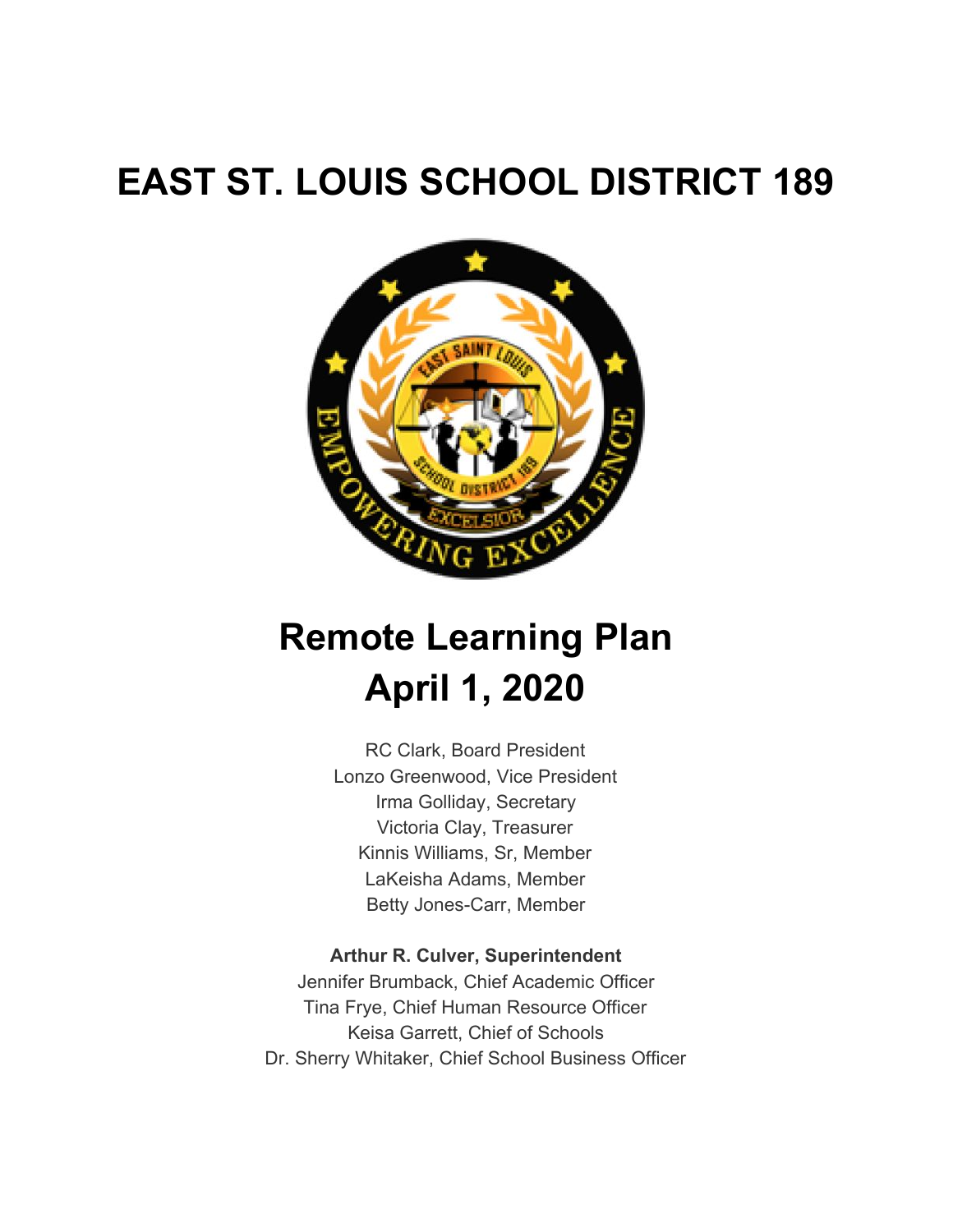# EAST ST. LOUIS SCHOOL DISTRICT 189

# Remote Learning Plan
# April 1, 2020

RC Clark, Board President
Lonzo Greenwood, Vice President
Irma Golliday, Secretary
Victoria Clay, Treasurer
Kinnis Williams, Sr, Member
LaKeisha Adams, Member
Betty Jones-Carr, Member

**Arthur R. Culver, Superintendent**
Jennifer Brumback, Chief Academic Officer
Tina Frye, Chief Human Resource Officer
Keisa Garrett, Chief of Schools
Dr. Sherry Whitaker, Chief School Business Officer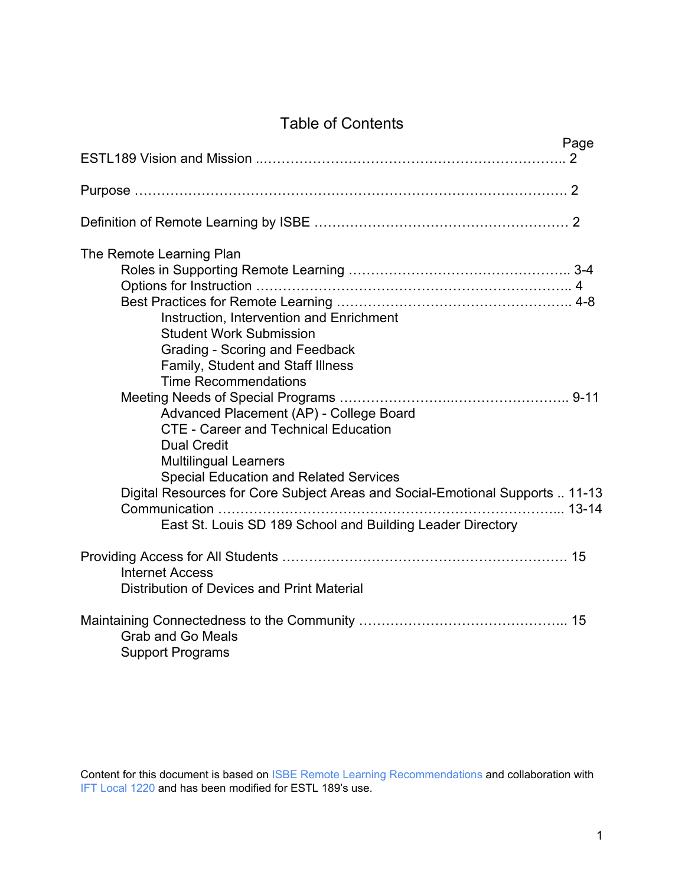# Table of Contents

| | Page |
|---|---|
| ESTL189 Vision and Mission | 2 |
| Purpose | 2 |
| Definition of Remote Learning by ISBE | 2 |
| The Remote Learning Plan | |
| Roles in Supporting Remote Learning | 3-4 |
| Options for Instruction | 4 |
| Best Practices for Remote Learning | 4-8 |
| Instruction, Intervention and Enrichment | |
| Student Work Submission | |
| Grading - Scoring and Feedback | |
| Family, Student and Staff Illness | |
| Time Recommendations | |
| Meeting Needs of Special Programs | 9-11 |
| Advanced Placement (AP) - College Board | |
| CTE - Career and Technical Education | |
| Dual Credit | |
| Multilingual Learners | |
| Special Education and Related Services | |
| Digital Resources for Core Subject Areas and Social-Emotional Supports | 11-13 |
| Communication | 13-14 |
| East St. Louis SD 189 School and Building Leader Directory | |
| Providing Access for All Students | 15 |
| Internet Access | |
| Distribution of Devices and Print Material | |
| Maintaining Connectedness to the Community | 15 |
| Grab and Go Meals | |
| Support Programs | |

Content for this document is based on ISBE Remote Learning Recommendations and collaboration with IFT Local 1220 and has been modified for ESTL 189's use.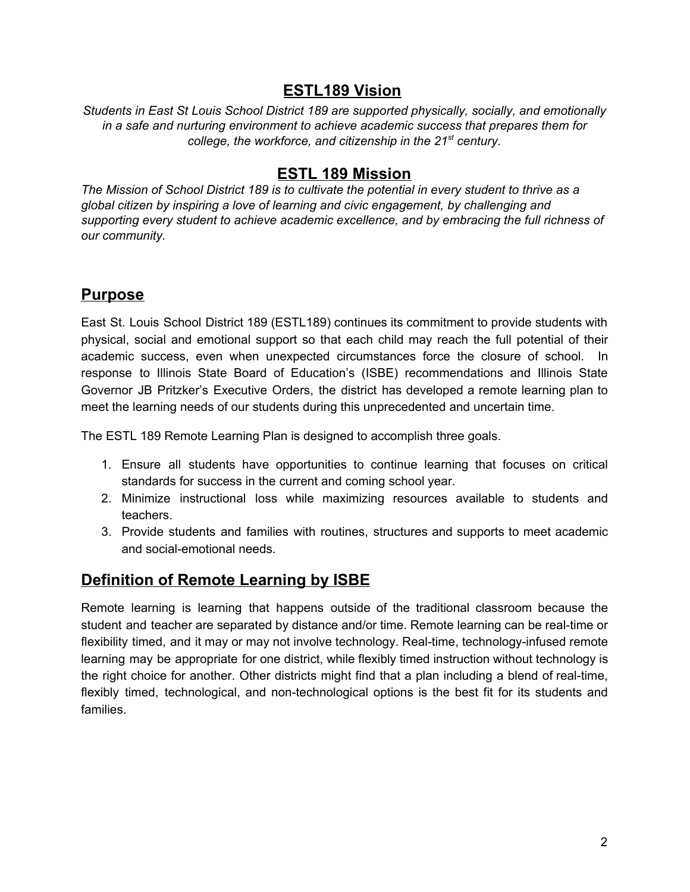## ESTL189 Vision

*Students in East St Louis School District 189 are supported physically, socially, and emotionally in a safe and nurturing environment to achieve academic success that prepares them for college, the workforce, and citizenship in the 21st century.*

## ESTL 189 Mission

*The Mission of School District 189 is to cultivate the potential in every student to thrive as a global citizen by inspiring a love of learning and civic engagement, by challenging and supporting every student to achieve academic excellence, and by embracing the full richness of our community.*

## Purpose

East St. Louis School District 189 (ESTL189) continues its commitment to provide students with physical, social and emotional support so that each child may reach the full potential of their academic success, even when unexpected circumstances force the closure of school. In response to Illinois State Board of Education's (ISBE) recommendations and Illinois State Governor JB Pritzker's Executive Orders, the district has developed a remote learning plan to meet the learning needs of our students during this unprecedented and uncertain time.

The ESTL 189 Remote Learning Plan is designed to accomplish three goals.

1. Ensure all students have opportunities to continue learning that focuses on critical standards for success in the current and coming school year.
2. Minimize instructional loss while maximizing resources available to students and teachers.
3. Provide students and families with routines, structures and supports to meet academic and social-emotional needs.

## Definition of Remote Learning by ISBE

Remote learning is learning that happens outside of the traditional classroom because the student and teacher are separated by distance and/or time. Remote learning can be real-time or flexibility timed, and it may or may not involve technology. Real-time, technology-infused remote learning may be appropriate for one district, while flexibly timed instruction without technology is the right choice for another. Other districts might find that a plan including a blend of real-time, flexibly timed, technological, and non-technological options is the best fit for its students and families.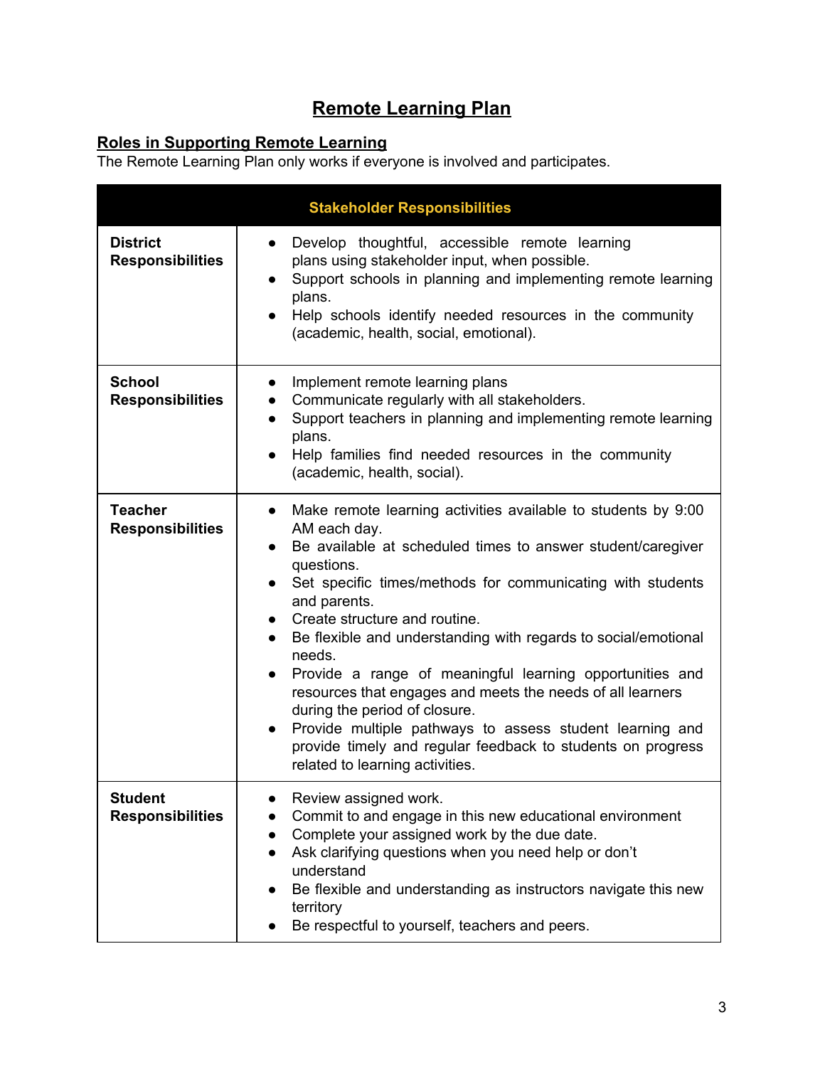# Remote Learning Plan

## Roles in Supporting Remote Learning

The Remote Learning Plan only works if everyone is involved and participates.

| Stakeholder Responsibilities | |
|---|---|
| **District Responsibilities** | • Develop thoughtful, accessible remote learning plans using stakeholder input, when possible.<br>• Support schools in planning and implementing remote learning plans.<br>• Help schools identify needed resources in the community (academic, health, social, emotional). |
| **School Responsibilities** | • Implement remote learning plans<br>• Communicate regularly with all stakeholders.<br>• Support teachers in planning and implementing remote learning plans.<br>• Help families find needed resources in the community (academic, health, social). |
| **Teacher Responsibilities** | • Make remote learning activities available to students by 9:00 AM each day.<br>• Be available at scheduled times to answer student/caregiver questions.<br>• Set specific times/methods for communicating with students and parents.<br>• Create structure and routine.<br>• Be flexible and understanding with regards to social/emotional needs.<br>• Provide a range of meaningful learning opportunities and resources that engages and meets the needs of all learners during the period of closure.<br>• Provide multiple pathways to assess student learning and provide timely and regular feedback to students on progress related to learning activities. |
| **Student Responsibilities** | • Review assigned work.<br>• Commit to and engage in this new educational environment<br>• Complete your assigned work by the due date.<br>• Ask clarifying questions when you need help or don't understand<br>• Be flexible and understanding as instructors navigate this new territory<br>• Be respectful to yourself, teachers and peers. |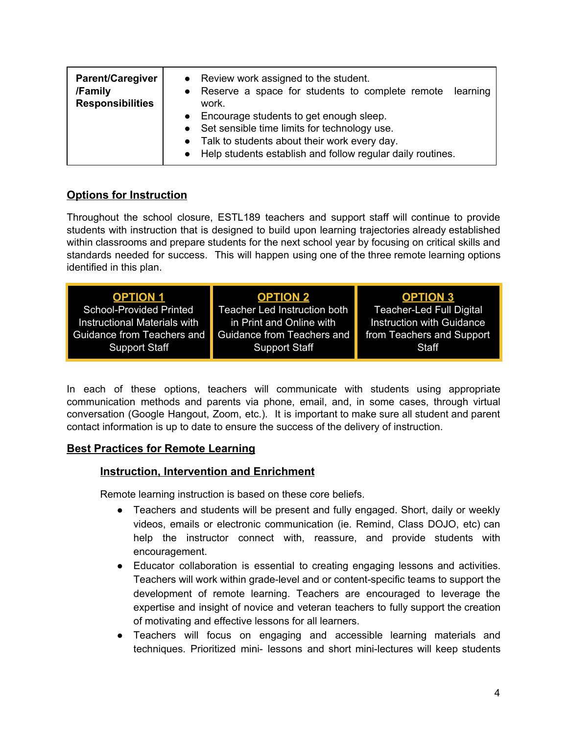| **Parent/Caregiver /Family Responsibilities** | • Review work assigned to the student.<br>• Reserve a space for students to complete remote learning work.<br>• Encourage students to get enough sleep.<br>• Set sensible time limits for technology use.<br>• Talk to students about their work every day.<br>• Help students establish and follow regular daily routines. |
|---|---|

## Options for Instruction

Throughout the school closure, ESTL189 teachers and support staff will continue to provide students with instruction that is designed to build upon learning trajectories already established within classrooms and prepare students for the next school year by focusing on critical skills and standards needed for success. This will happen using one of the three remote learning options identified in this plan.

| OPTION 1 | OPTION 2 | OPTION 3 |
|---|---|---|
| School-Provided Printed Instructional Materials with Guidance from Teachers and Support Staff | Teacher Led Instruction both in Print and Online with Guidance from Teachers and Support Staff | Teacher-Led Full Digital Instruction with Guidance from Teachers and Support Staff |

In each of these options, teachers will communicate with students using appropriate communication methods and parents via phone, email, and, in some cases, through virtual conversation (Google Hangout, Zoom, etc.). It is important to make sure all student and parent contact information is up to date to ensure the success of the delivery of instruction.

## Best Practices for Remote Learning

### Instruction, Intervention and Enrichment

Remote learning instruction is based on these core beliefs.

- Teachers and students will be present and fully engaged. Short, daily or weekly videos, emails or electronic communication (ie. Remind, Class DOJO, etc) can help the instructor connect with, reassure, and provide students with encouragement.
- Educator collaboration is essential to creating engaging lessons and activities. Teachers will work within grade-level and or content-specific teams to support the development of remote learning. Teachers are encouraged to leverage the expertise and insight of novice and veteran teachers to fully support the creation of motivating and effective lessons for all learners.
- Teachers will focus on engaging and accessible learning materials and techniques. Prioritized mini- lessons and short mini-lectures will keep students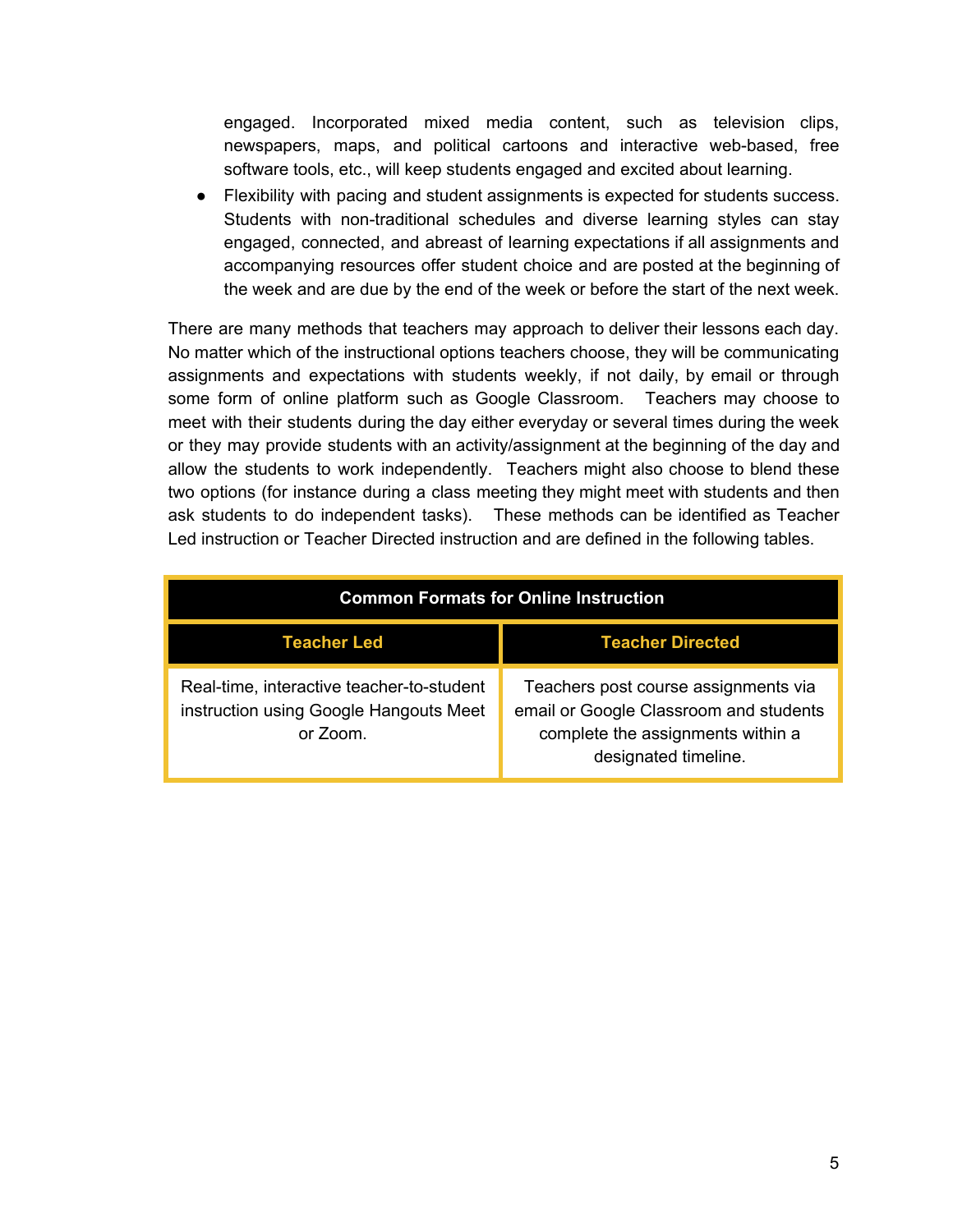engaged. Incorporated mixed media content, such as television clips, newspapers, maps, and political cartoons and interactive web-based, free software tools, etc., will keep students engaged and excited about learning.

- Flexibility with pacing and student assignments is expected for students success. Students with non-traditional schedules and diverse learning styles can stay engaged, connected, and abreast of learning expectations if all assignments and accompanying resources offer student choice and are posted at the beginning of the week and are due by the end of the week or before the start of the next week.

There are many methods that teachers may approach to deliver their lessons each day. No matter which of the instructional options teachers choose, they will be communicating assignments and expectations with students weekly, if not daily, by email or through some form of online platform such as Google Classroom. Teachers may choose to meet with their students during the day either everyday or several times during the week or they may provide students with an activity/assignment at the beginning of the day and allow the students to work independently. Teachers might also choose to blend these two options (for instance during a class meeting they might meet with students and then ask students to do independent tasks). These methods can be identified as Teacher Led instruction or Teacher Directed instruction and are defined in the following tables.

| **Common Formats for Online Instruction** | |
|---|---|
| **Teacher Led** | **Teacher Directed** |
| Real-time, interactive teacher-to-student instruction using Google Hangouts Meet or Zoom. | Teachers post course assignments via email or Google Classroom and students complete the assignments within a designated timeline. |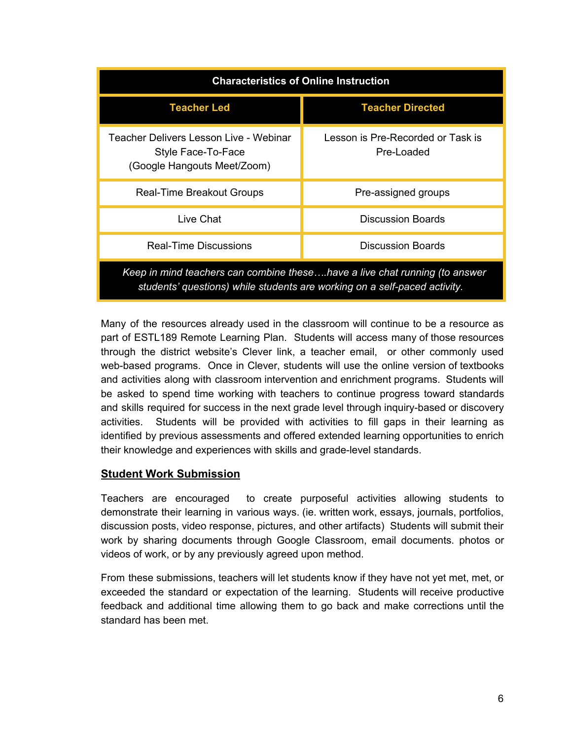| Characteristics of Online Instruction | |
|---|---|
| **Teacher Led** | **Teacher Directed** |
| Teacher Delivers Lesson Live - Webinar Style Face-To-Face (Google Hangouts Meet/Zoom) | Lesson is Pre-Recorded or Task is Pre-Loaded |
| Real-Time Breakout Groups | Pre-assigned groups |
| Live Chat | Discussion Boards |
| Real-Time Discussions | Discussion Boards |
| *Keep in mind teachers can combine these….have a live chat running (to answer students' questions) while students are working on a self-paced activity.* | |

Many of the resources already used in the classroom will continue to be a resource as part of ESTL189 Remote Learning Plan. Students will access many of those resources through the district website's Clever link, a teacher email, or other commonly used web-based programs. Once in Clever, students will use the online version of textbooks and activities along with classroom intervention and enrichment programs. Students will be asked to spend time working with teachers to continue progress toward standards and skills required for success in the next grade level through inquiry-based or discovery activities. Students will be provided with activities to fill gaps in their learning as identified by previous assessments and offered extended learning opportunities to enrich their knowledge and experiences with skills and grade-level standards.

## Student Work Submission

Teachers are encouraged to create purposeful activities allowing students to demonstrate their learning in various ways. (ie. written work, essays, journals, portfolios, discussion posts, video response, pictures, and other artifacts) Students will submit their work by sharing documents through Google Classroom, email documents. photos or videos of work, or by any previously agreed upon method.

From these submissions, teachers will let students know if they have not yet met, met, or exceeded the standard or expectation of the learning. Students will receive productive feedback and additional time allowing them to go back and make corrections until the standard has been met.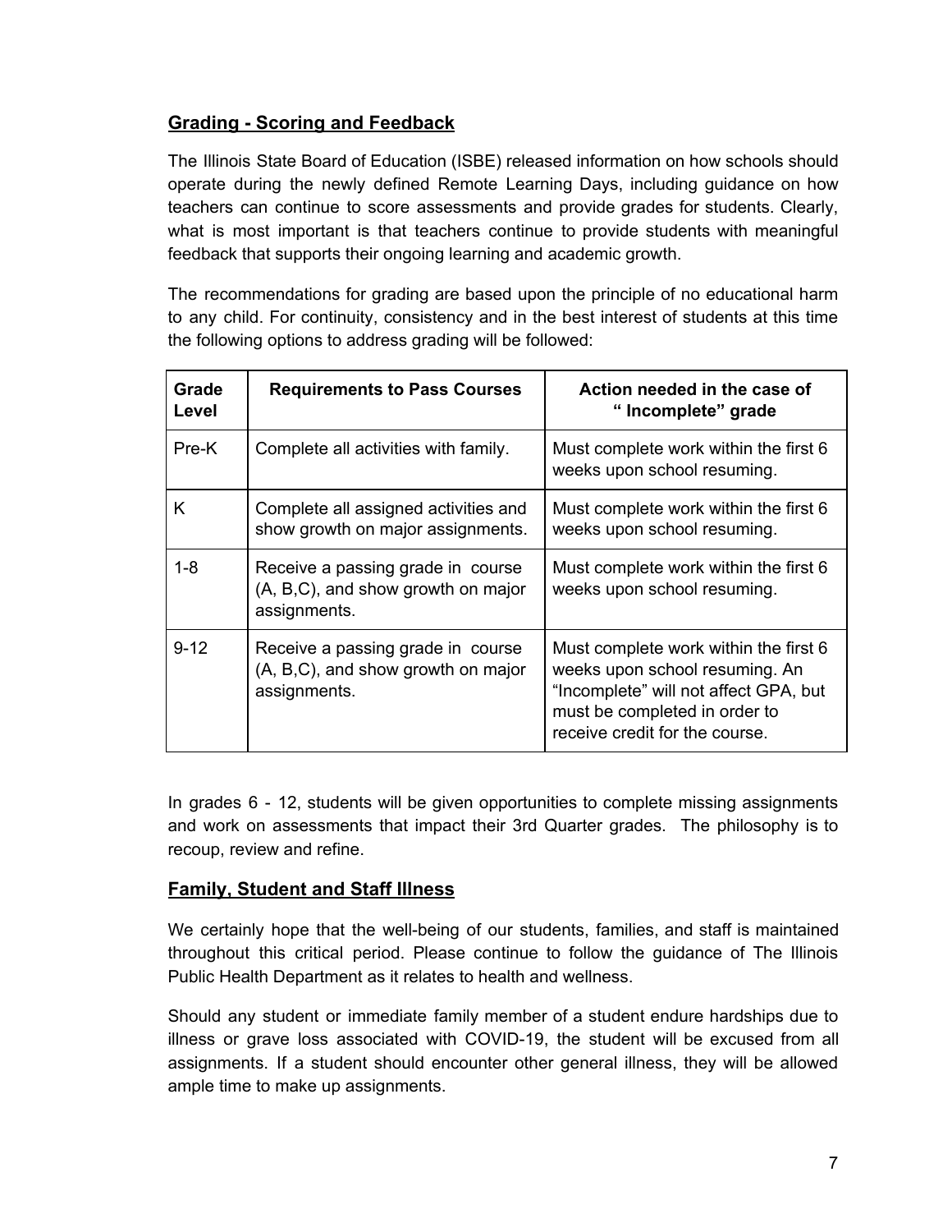## Grading - Scoring and Feedback

The Illinois State Board of Education (ISBE) released information on how schools should operate during the newly defined Remote Learning Days, including guidance on how teachers can continue to score assessments and provide grades for students. Clearly, what is most important is that teachers continue to provide students with meaningful feedback that supports their ongoing learning and academic growth.

The recommendations for grading are based upon the principle of no educational harm to any child. For continuity, consistency and in the best interest of students at this time the following options to address grading will be followed:

| Grade Level | Requirements to Pass Courses | Action needed in the case of " Incomplete" grade |
|---|---|---|
| Pre-K | Complete all activities with family. | Must complete work within the first 6 weeks upon school resuming. |
| K | Complete all assigned activities and show growth on major assignments. | Must complete work within the first 6 weeks upon school resuming. |
| 1-8 | Receive a passing grade in course (A, B,C), and show growth on major assignments. | Must complete work within the first 6 weeks upon school resuming. |
| 9-12 | Receive a passing grade in course (A, B,C), and show growth on major assignments. | Must complete work within the first 6 weeks upon school resuming. An "Incomplete" will not affect GPA, but must be completed in order to receive credit for the course. |

In grades 6 - 12, students will be given opportunities to complete missing assignments and work on assessments that impact their 3rd Quarter grades. The philosophy is to recoup, review and refine.

## Family, Student and Staff Illness

We certainly hope that the well-being of our students, families, and staff is maintained throughout this critical period. Please continue to follow the guidance of The Illinois Public Health Department as it relates to health and wellness.

Should any student or immediate family member of a student endure hardships due to illness or grave loss associated with COVID-19, the student will be excused from all assignments. If a student should encounter other general illness, they will be allowed ample time to make up assignments.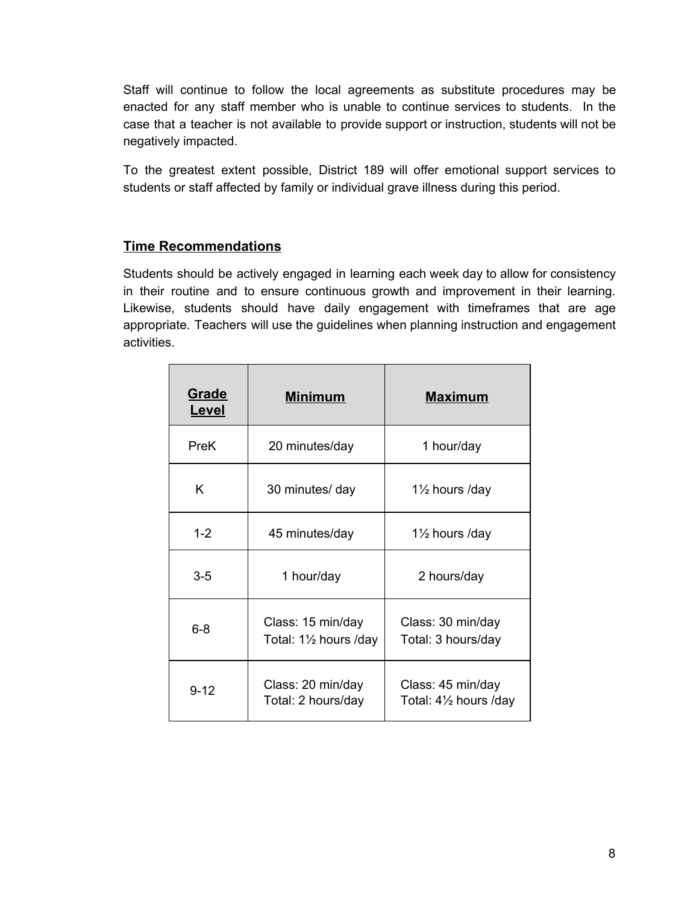Staff will continue to follow the local agreements as substitute procedures may be enacted for any staff member who is unable to continue services to students. In the case that a teacher is not available to provide support or instruction, students will not be negatively impacted.

To the greatest extent possible, District 189 will offer emotional support services to students or staff affected by family or individual grave illness during this period.

## Time Recommendations

Students should be actively engaged in learning each week day to allow for consistency in their routine and to ensure continuous growth and improvement in their learning. Likewise, students should have daily engagement with timeframes that are age appropriate. Teachers will use the guidelines when planning instruction and engagement activities.

| Grade Level | Minimum | Maximum |
| --- | --- | --- |
| PreK | 20 minutes/day | 1 hour/day |
| K | 30 minutes/ day | 1½ hours /day |
| 1-2 | 45 minutes/day | 1½ hours /day |
| 3-5 | 1 hour/day | 2 hours/day |
| 6-8 | Class: 15 min/day<br>Total: 1½ hours /day | Class: 30 min/day<br>Total: 3 hours/day |
| 9-12 | Class: 20 min/day<br>Total: 2 hours/day | Class: 45 min/day<br>Total: 4½ hours /day |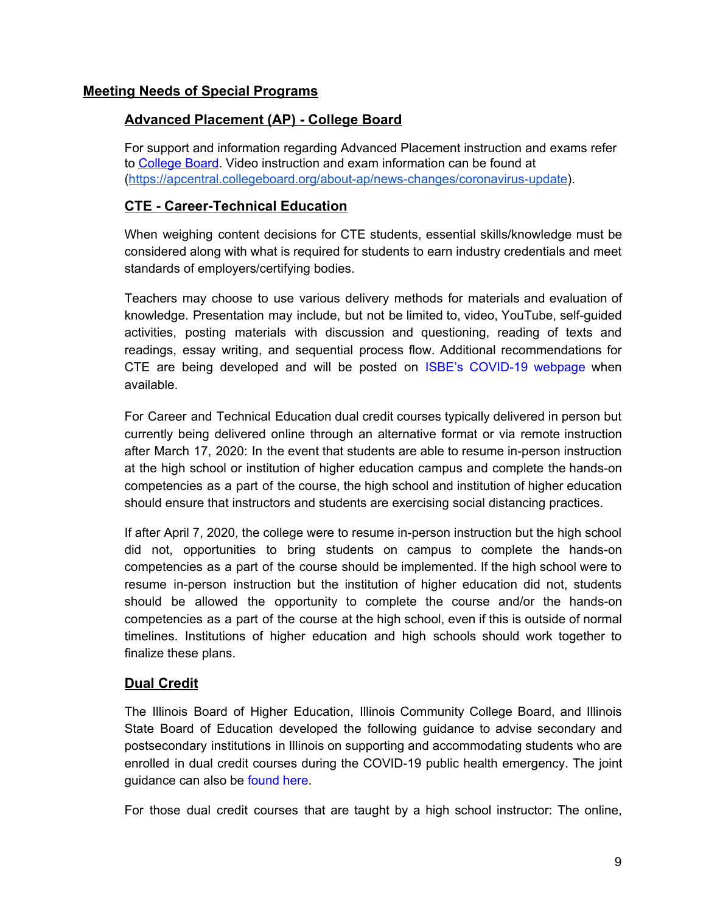## Meeting Needs of Special Programs

### Advanced Placement (AP) - College Board

For support and information regarding Advanced Placement instruction and exams refer to [College Board](https://apcentral.collegeboard.org). Video instruction and exam information can be found at ([https://apcentral.collegeboard.org/about-ap/news-changes/coronavirus-update](https://apcentral.collegeboard.org/about-ap/news-changes/coronavirus-update)).

### CTE - Career-Technical Education

When weighing content decisions for CTE students, essential skills/knowledge must be considered along with what is required for students to earn industry credentials and meet standards of employers/certifying bodies.

Teachers may choose to use various delivery methods for materials and evaluation of knowledge. Presentation may include, but not be limited to, video, YouTube, self-guided activities, posting materials with discussion and questioning, reading of texts and readings, essay writing, and sequential process flow. Additional recommendations for CTE are being developed and will be posted on ISBE's COVID-19 webpage when available.

For Career and Technical Education dual credit courses typically delivered in person but currently being delivered online through an alternative format or via remote instruction after March 17, 2020: In the event that students are able to resume in-person instruction at the high school or institution of higher education campus and complete the hands-on competencies as a part of the course, the high school and institution of higher education should ensure that instructors and students are exercising social distancing practices.

If after April 7, 2020, the college were to resume in-person instruction but the high school did not, opportunities to bring students on campus to complete the hands-on competencies as a part of the course should be implemented. If the high school were to resume in-person instruction but the institution of higher education did not, students should be allowed the opportunity to complete the course and/or the hands-on competencies as a part of the course at the high school, even if this is outside of normal timelines. Institutions of higher education and high schools should work together to finalize these plans.

### Dual Credit

The Illinois Board of Higher Education, Illinois Community College Board, and Illinois State Board of Education developed the following guidance to advise secondary and postsecondary institutions in Illinois on supporting and accommodating students who are enrolled in dual credit courses during the COVID-19 public health emergency. The joint guidance can also be found here.

For those dual credit courses that are taught by a high school instructor: The online,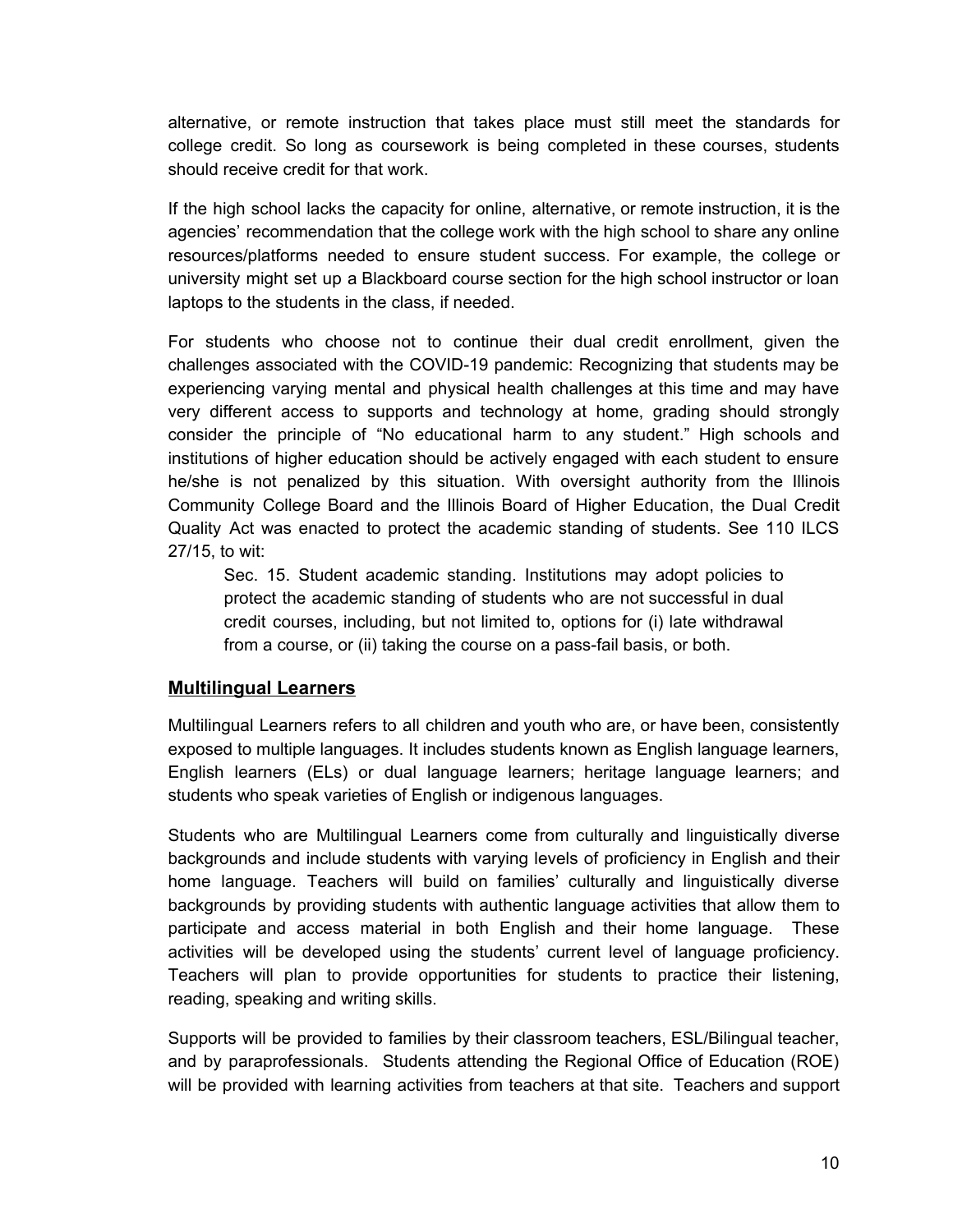alternative, or remote instruction that takes place must still meet the standards for college credit. So long as coursework is being completed in these courses, students should receive credit for that work.

If the high school lacks the capacity for online, alternative, or remote instruction, it is the agencies' recommendation that the college work with the high school to share any online resources/platforms needed to ensure student success. For example, the college or university might set up a Blackboard course section for the high school instructor or loan laptops to the students in the class, if needed.

For students who choose not to continue their dual credit enrollment, given the challenges associated with the COVID-19 pandemic: Recognizing that students may be experiencing varying mental and physical health challenges at this time and may have very different access to supports and technology at home, grading should strongly consider the principle of "No educational harm to any student." High schools and institutions of higher education should be actively engaged with each student to ensure he/she is not penalized by this situation. With oversight authority from the Illinois Community College Board and the Illinois Board of Higher Education, the Dual Credit Quality Act was enacted to protect the academic standing of students. See 110 ILCS 27/15, to wit:

> Sec. 15. Student academic standing. Institutions may adopt policies to protect the academic standing of students who are not successful in dual credit courses, including, but not limited to, options for (i) late withdrawal from a course, or (ii) taking the course on a pass-fail basis, or both.

## Multilingual Learners

Multilingual Learners refers to all children and youth who are, or have been, consistently exposed to multiple languages. It includes students known as English language learners, English learners (ELs) or dual language learners; heritage language learners; and students who speak varieties of English or indigenous languages.

Students who are Multilingual Learners come from culturally and linguistically diverse backgrounds and include students with varying levels of proficiency in English and their home language. Teachers will build on families' culturally and linguistically diverse backgrounds by providing students with authentic language activities that allow them to participate and access material in both English and their home language. These activities will be developed using the students' current level of language proficiency. Teachers will plan to provide opportunities for students to practice their listening, reading, speaking and writing skills.

Supports will be provided to families by their classroom teachers, ESL/Bilingual teacher, and by paraprofessionals. Students attending the Regional Office of Education (ROE) will be provided with learning activities from teachers at that site. Teachers and support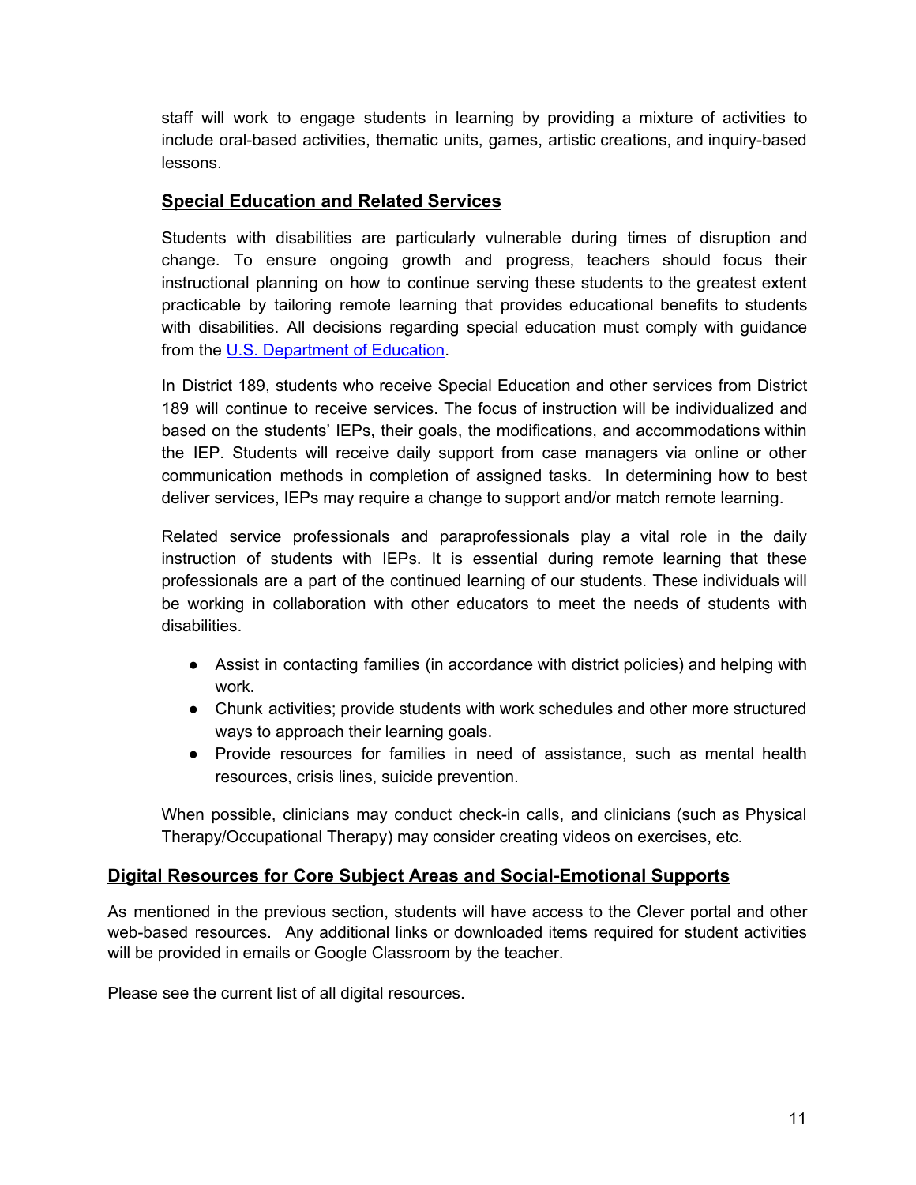staff will work to engage students in learning by providing a mixture of activities to include oral-based activities, thematic units, games, artistic creations, and inquiry-based lessons.

### Special Education and Related Services

Students with disabilities are particularly vulnerable during times of disruption and change. To ensure ongoing growth and progress, teachers should focus their instructional planning on how to continue serving these students to the greatest extent practicable by tailoring remote learning that provides educational benefits to students with disabilities. All decisions regarding special education must comply with guidance from the U.S. Department of Education.

In District 189, students who receive Special Education and other services from District 189 will continue to receive services. The focus of instruction will be individualized and based on the students' IEPs, their goals, the modifications, and accommodations within the IEP. Students will receive daily support from case managers via online or other communication methods in completion of assigned tasks. In determining how to best deliver services, IEPs may require a change to support and/or match remote learning.

Related service professionals and paraprofessionals play a vital role in the daily instruction of students with IEPs. It is essential during remote learning that these professionals are a part of the continued learning of our students. These individuals will be working in collaboration with other educators to meet the needs of students with disabilities.

- Assist in contacting families (in accordance with district policies) and helping with work.
- Chunk activities; provide students with work schedules and other more structured ways to approach their learning goals.
- Provide resources for families in need of assistance, such as mental health resources, crisis lines, suicide prevention.

When possible, clinicians may conduct check-in calls, and clinicians (such as Physical Therapy/Occupational Therapy) may consider creating videos on exercises, etc.

## Digital Resources for Core Subject Areas and Social-Emotional Supports

As mentioned in the previous section, students will have access to the Clever portal and other web-based resources. Any additional links or downloaded items required for student activities will be provided in emails or Google Classroom by the teacher.

Please see the current list of all digital resources.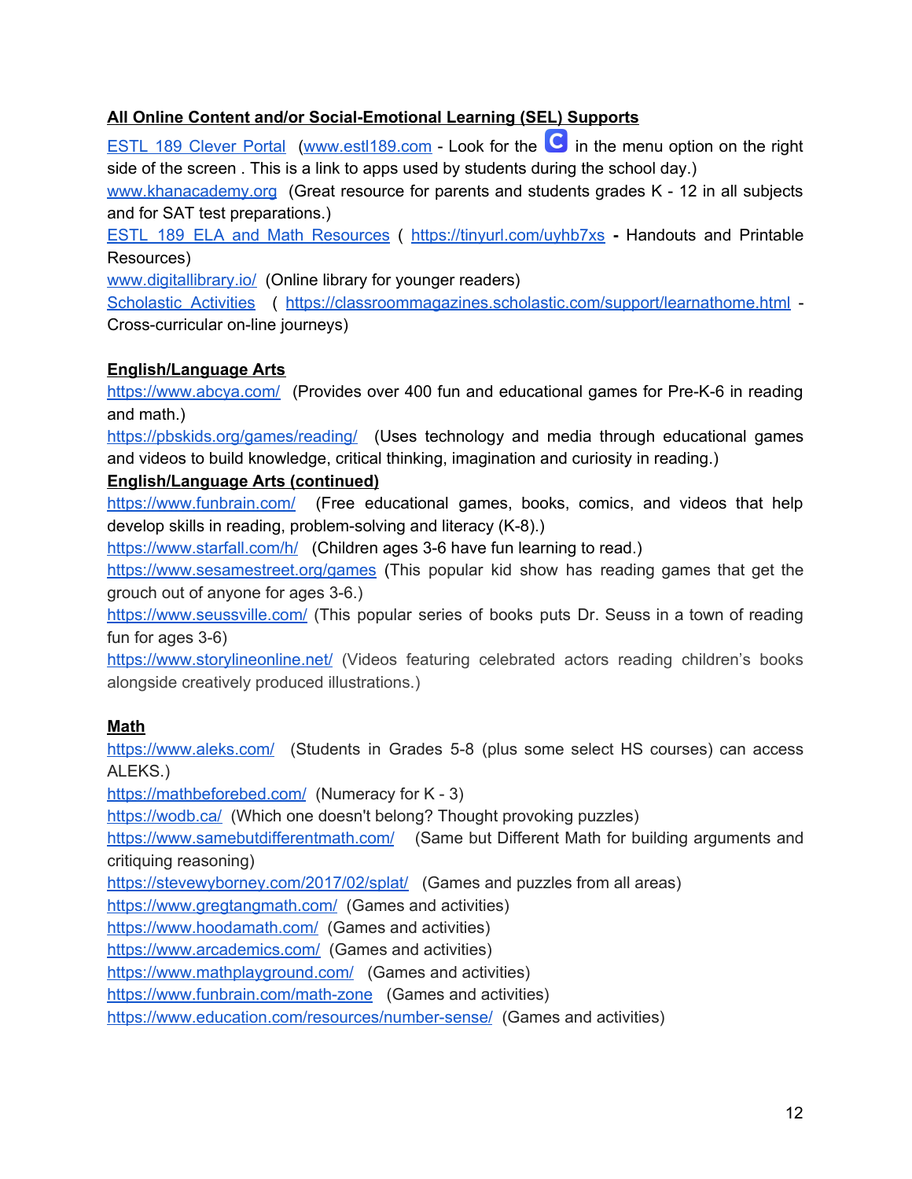**All Online Content and/or Social-Emotional Learning (SEL) Supports**

[ESTL 189 Clever Portal](www.estl189.com) (www.estl189.com - Look for the C in the menu option on the right side of the screen . This is a link to apps used by students during the school day.)

www.khanacademy.org (Great resource for parents and students grades K - 12 in all subjects and for SAT test preparations.)

ESTL 189 ELA and Math Resources ( https://tinyurl.com/uyhb7xs - Handouts and Printable Resources)

www.digitallibrary.io/ (Online library for younger readers)

Scholastic Activities ( https://classroommagazines.scholastic.com/support/learnathome.html - Cross-curricular on-line journeys)

**English/Language Arts**

https://www.abcya.com/ (Provides over 400 fun and educational games for Pre-K-6 in reading and math.)

https://pbskids.org/games/reading/ (Uses technology and media through educational games and videos to build knowledge, critical thinking, imagination and curiosity in reading.)

**English/Language Arts (continued)**

https://www.funbrain.com/ (Free educational games, books, comics, and videos that help develop skills in reading, problem-solving and literacy (K-8).)

https://www.starfall.com/h/ (Children ages 3-6 have fun learning to read.)

https://www.sesamestreet.org/games (This popular kid show has reading games that get the grouch out of anyone for ages 3-6.)

https://www.seussville.com/ (This popular series of books puts Dr. Seuss in a town of reading fun for ages 3-6)

https://www.storylineonline.net/ (Videos featuring celebrated actors reading children's books alongside creatively produced illustrations.)

**Math**

https://www.aleks.com/ (Students in Grades 5-8 (plus some select HS courses) can access ALEKS.)

https://mathbeforebed.com/ (Numeracy for K - 3)

https://wodb.ca/ (Which one doesn't belong? Thought provoking puzzles)

https://www.samebutdifferentmath.com/ (Same but Different Math for building arguments and critiquing reasoning)

https://stevewyborney.com/2017/02/splat/ (Games and puzzles from all areas)

https://www.gregtangmath.com/ (Games and activities)

https://www.hoodamath.com/ (Games and activities)

https://www.arcademics.com/ (Games and activities)

https://www.mathplayground.com/ (Games and activities)

https://www.funbrain.com/math-zone (Games and activities)

https://www.education.com/resources/number-sense/ (Games and activities)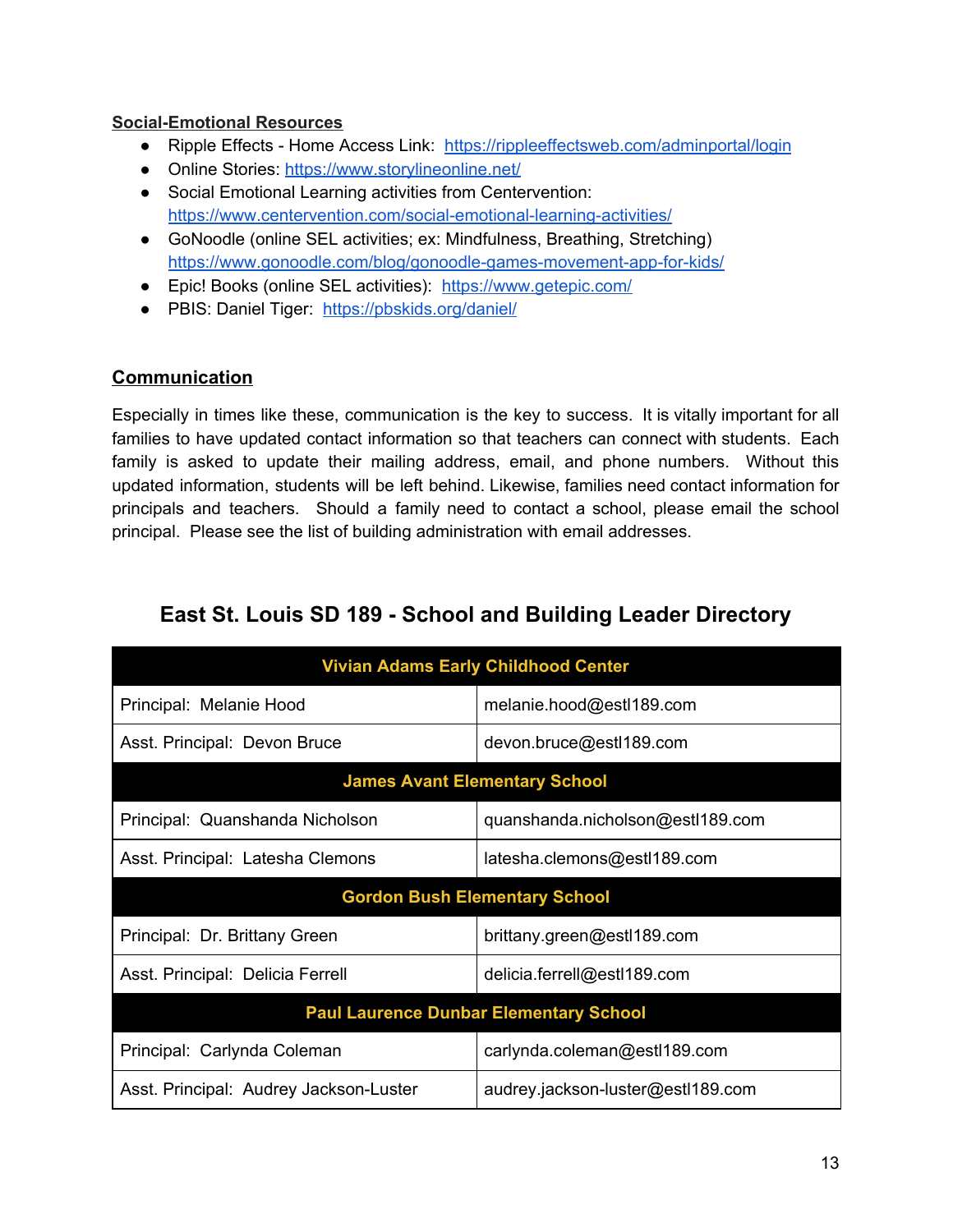**Social-Emotional Resources**

- Ripple Effects - Home Access Link: https://rippleeffectsweb.com/adminportal/login
- Online Stories: https://www.storylineonline.net/
- Social Emotional Learning activities from Centervention: https://www.centervention.com/social-emotional-learning-activities/
- GoNoodle (online SEL activities; ex: Mindfulness, Breathing, Stretching) https://www.gonoodle.com/blog/gonoodle-games-movement-app-for-kids/
- Epic! Books (online SEL activities): https://www.getepic.com/
- PBIS: Daniel Tiger: https://pbskids.org/daniel/

**Communication**

Especially in times like these, communication is the key to success. It is vitally important for all families to have updated contact information so that teachers can connect with students. Each family is asked to update their mailing address, email, and phone numbers. Without this updated information, students will be left behind. Likewise, families need contact information for principals and teachers. Should a family need to contact a school, please email the school principal. Please see the list of building administration with email addresses.

## East St. Louis SD 189 - School and Building Leader Directory

| **Vivian Adams Early Childhood Center** | |
|---|---|
| Principal: Melanie Hood | melanie.hood@estl189.com |
| Asst. Principal: Devon Bruce | devon.bruce@estl189.com |
| **James Avant Elementary School** | |
| Principal: Quanshanda Nicholson | quanshanda.nicholson@estl189.com |
| Asst. Principal: Latesha Clemons | latesha.clemons@estl189.com |
| **Gordon Bush Elementary School** | |
| Principal: Dr. Brittany Green | brittany.green@estl189.com |
| Asst. Principal: Delicia Ferrell | delicia.ferrell@estl189.com |
| **Paul Laurence Dunbar Elementary School** | |
| Principal: Carlynda Coleman | carlynda.coleman@estl189.com |
| Asst. Principal: Audrey Jackson-Luster | audrey.jackson-luster@estl189.com |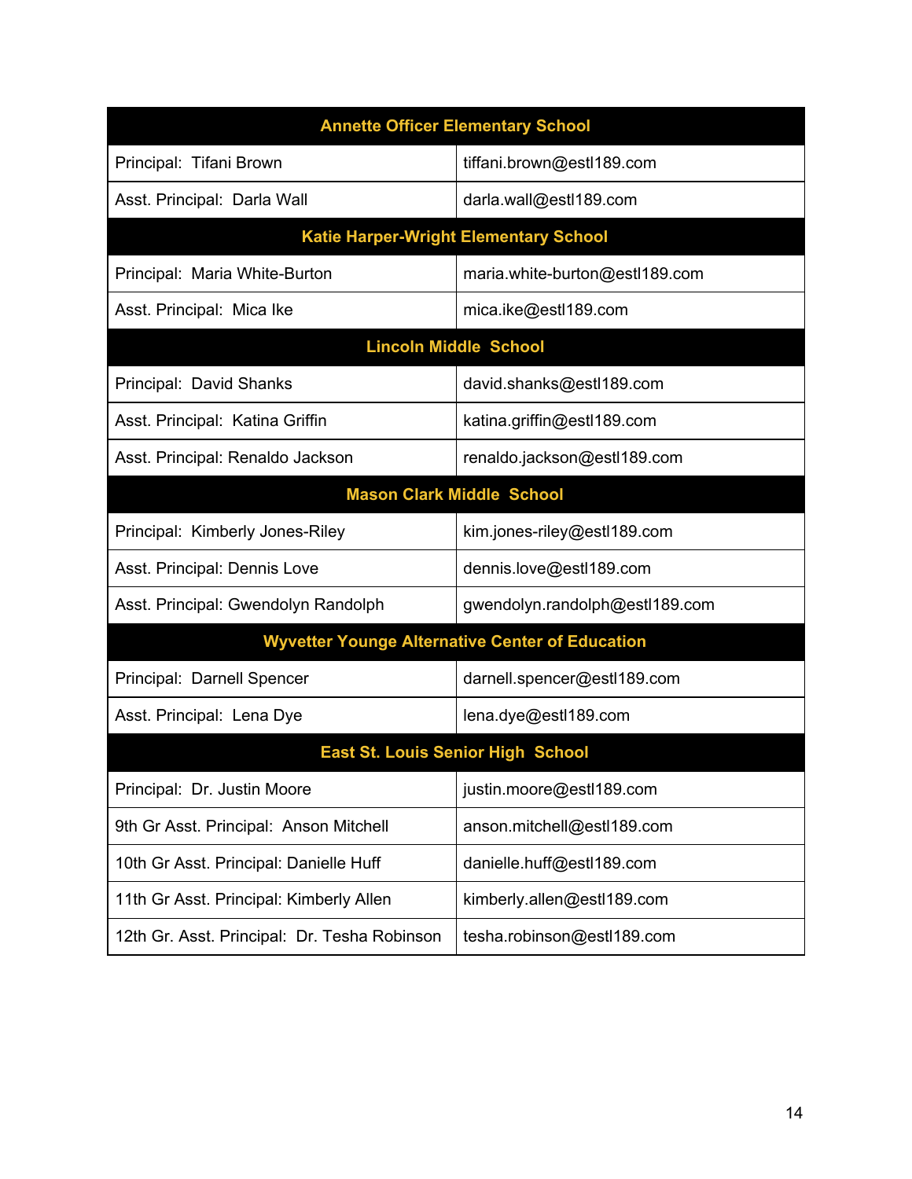| Annette Officer Elementary School | |
|---|---|
| Principal: Tifani Brown | tiffani.brown@estl189.com |
| Asst. Principal: Darla Wall | darla.wall@estl189.com |
| **Katie Harper-Wright Elementary School** | |
| Principal: Maria White-Burton | maria.white-burton@estl189.com |
| Asst. Principal: Mica Ike | mica.ike@estl189.com |
| **Lincoln Middle School** | |
| Principal: David Shanks | david.shanks@estl189.com |
| Asst. Principal: Katina Griffin | katina.griffin@estl189.com |
| Asst. Principal: Renaldo Jackson | renaldo.jackson@estl189.com |
| **Mason Clark Middle School** | |
| Principal: Kimberly Jones-Riley | kim.jones-riley@estl189.com |
| Asst. Principal: Dennis Love | dennis.love@estl189.com |
| Asst. Principal: Gwendolyn Randolph | gwendolyn.randolph@estl189.com |
| **Wyvetter Younge Alternative Center of Education** | |
| Principal: Darnell Spencer | darnell.spencer@estl189.com |
| Asst. Principal: Lena Dye | lena.dye@estl189.com |
| **East St. Louis Senior High School** | |
| Principal: Dr. Justin Moore | justin.moore@estl189.com |
| 9th Gr Asst. Principal: Anson Mitchell | anson.mitchell@estl189.com |
| 10th Gr Asst. Principal: Danielle Huff | danielle.huff@estl189.com |
| 11th Gr Asst. Principal: Kimberly Allen | kimberly.allen@estl189.com |
| 12th Gr. Asst. Principal: Dr. Tesha Robinson | tesha.robinson@estl189.com |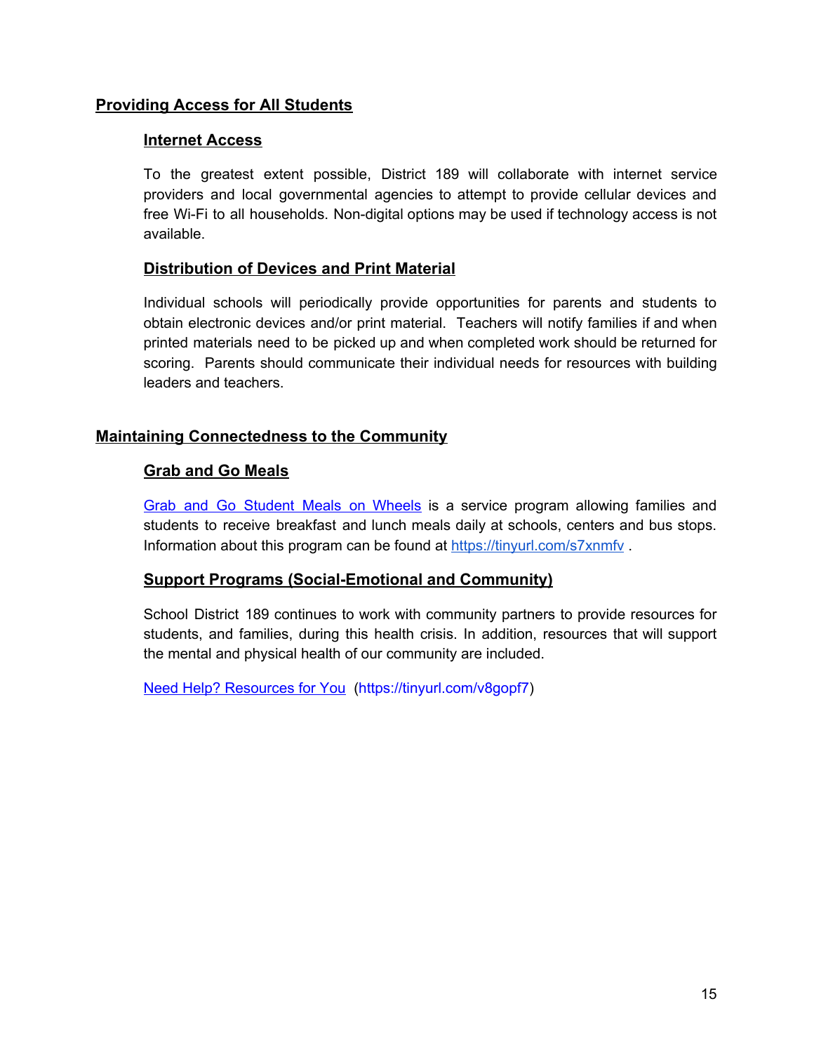## Providing Access for All Students

### Internet Access

To the greatest extent possible, District 189 will collaborate with internet service providers and local governmental agencies to attempt to provide cellular devices and free Wi-Fi to all households. Non-digital options may be used if technology access is not available.

### Distribution of Devices and Print Material

Individual schools will periodically provide opportunities for parents and students to obtain electronic devices and/or print material. Teachers will notify families if and when printed materials need to be picked up and when completed work should be returned for scoring. Parents should communicate their individual needs for resources with building leaders and teachers.

## Maintaining Connectedness to the Community

### Grab and Go Meals

Grab and Go Student Meals on Wheels is a service program allowing families and students to receive breakfast and lunch meals daily at schools, centers and bus stops. Information about this program can be found at https://tinyurl.com/s7xnmfv .

### Support Programs (Social-Emotional and Community)

School District 189 continues to work with community partners to provide resources for students, and families, during this health crisis. In addition, resources that will support the mental and physical health of our community are included.

Need Help? Resources for You (https://tinyurl.com/v8gopf7)